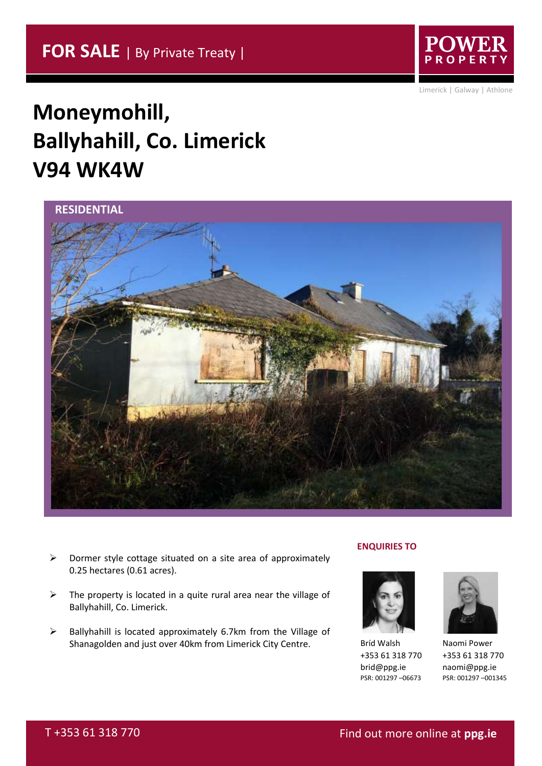**FOR SALE** | By Private Treaty |

POWER PROPERTY

Limerick | Galway | Athlone

# Moneymohill, Ballyhahill, Co. Limerick V94 WK4W

**RESIDENTIAL**

- Dormer style cottage situated on a site area of approximately 0.25 hectares (0.61 acres).
- The property is located in a quite rural area near the village of Ballyhahill, Co. Limerick.
- Ballyhahill is located approximately 6.7km from the Village of Shanagolden and just over 40km from Limerick City Centre.

**ENQUIRIES TO**

Bríd Walsh
+353 61 318 770
brid@ppg.ie
PSR: 001297 –06673

Naomi Power
+353 61 318 770
naomi@ppg.ie
PSR: 001297 –001345

T +353 61 318 770

Find out more online at **ppg.ie**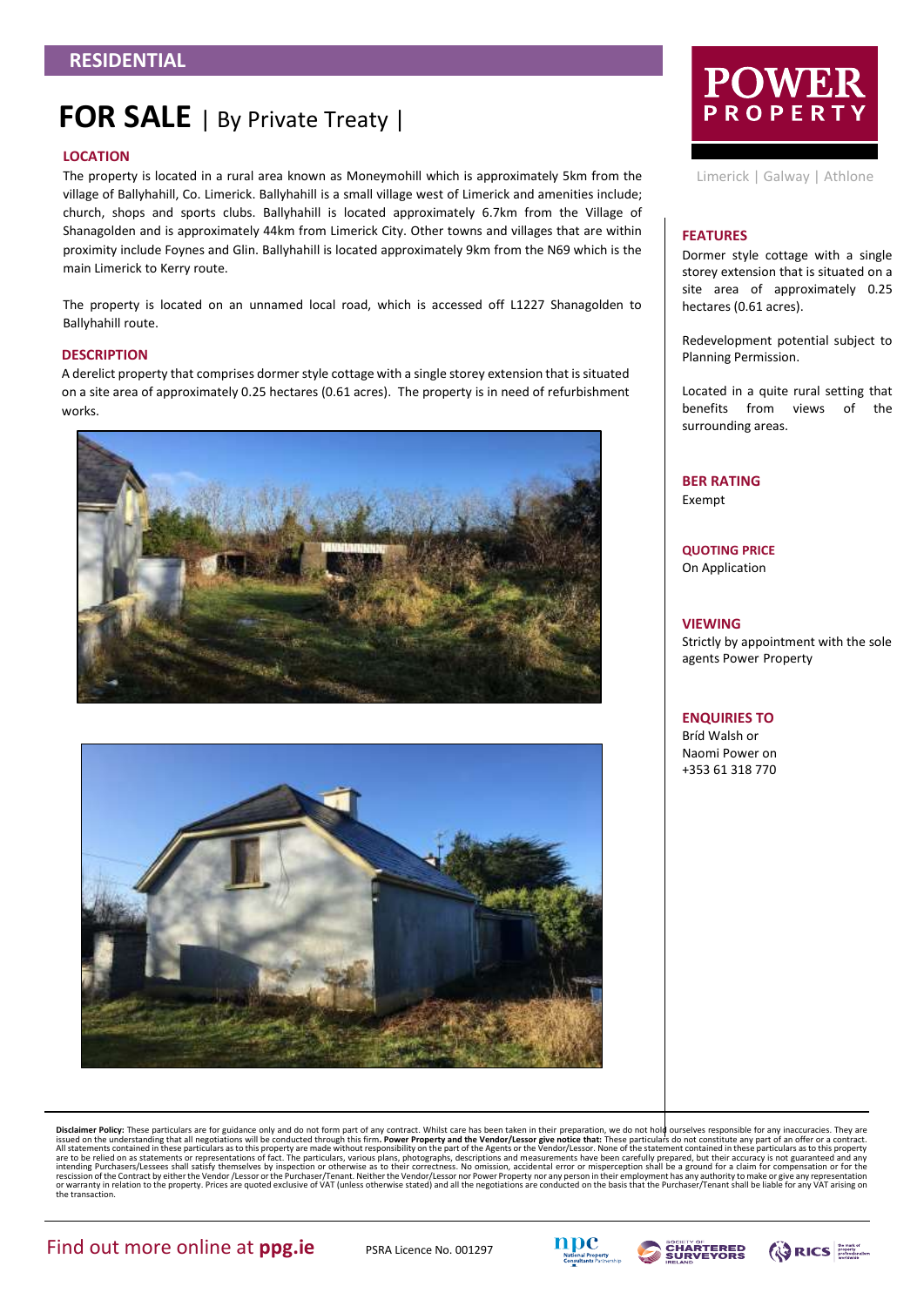RESIDENTIAL

# FOR SALE | By Private Treaty |

POWER PROPERTY

Limerick | Galway | Athlone

## LOCATION

The property is located in a rural area known as Moneymohill which is approximately 5km from the village of Ballyhahill, Co. Limerick. Ballyhahill is a small village west of Limerick and amenities include; church, shops and sports clubs. Ballyhahill is located approximately 6.7km from the Village of Shanagolden and is approximately 44km from Limerick City. Other towns and villages that are within proximity include Foynes and Glin. Ballyhahill is located approximately 9km from the N69 which is the main Limerick to Kerry route.

The property is located on an unnamed local road, which is accessed off L1227 Shanagolden to Ballyhahill route.

## DESCRIPTION

A derelict property that comprises dormer style cottage with a single storey extension that is situated on a site area of approximately 0.25 hectares (0.61 acres). The property is in need of refurbishment works.

## FEATURES

Dormer style cottage with a single storey extension that is situated on a site area of approximately 0.25 hectares (0.61 acres).

Redevelopment potential subject to Planning Permission.

Located in a quite rural setting that benefits from views of the surrounding areas.

## BER RATING

Exempt

## QUOTING PRICE

On Application

## VIEWING

Strictly by appointment with the sole agents Power Property

## ENQUIRIES TO

Bríd Walsh or
Naomi Power on
+353 61 318 770

**Disclaimer Policy:** These particulars are for guidance only and do not form part of any contract. Whilst care has been taken in their preparation, we do not hold ourselves responsible for any inaccuracies. They are issued on the understanding that all negotiations will be conducted through this firm. **Power Property and the Vendor/Lessor give notice that:** These particulars do not constitute any part of an offer or a contract. All statements contained in these particulars as to this property are made without responsibility on the part of the Agents or the Vendor/Lessor. None of the statement contained in these particulars as to this property are to be relied on as statements or representations of fact. The particulars, various plans, photographs, descriptions and measurements have been carefully prepared, but their accuracy is not guaranteed and any intending Purchasers/Lessees shall satisfy themselves by inspection or otherwise as to their correctness. No omission, accidental error or misperception shall be a ground for a claim for compensation or for the rescission of the Contract by either the Vendor /Lessor or the Purchaser/Tenant. Neither the Vendor/Lessor nor Power Property nor any person in their employment has any authority to make or give any representation or warranty in relation to the property. Prices are quoted exclusive of VAT (unless otherwise stated) and all the negotiations are conducted on the basis that the Purchaser/Tenant shall be liable for any VAT arising on the transaction.

Find out more online at **ppg.ie**

PSRA Licence No. 001297